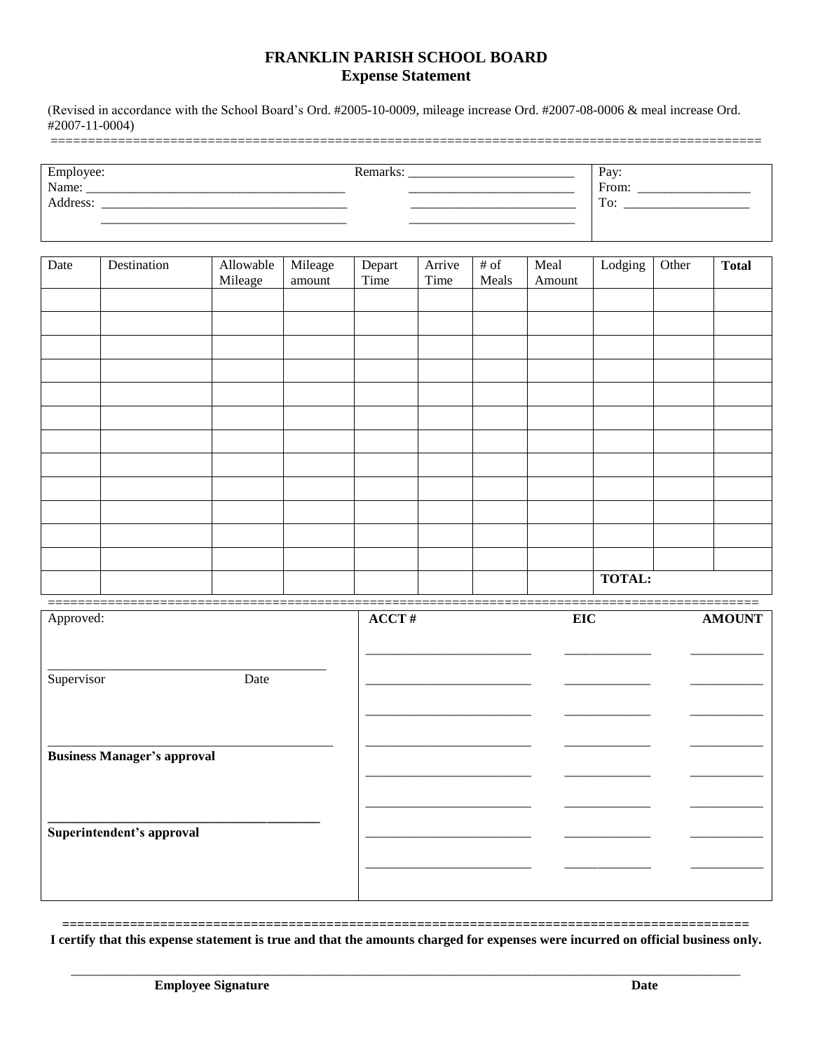# FRANKLIN PARISH SCHOOL BOARD
## Expense Statement

(Revised in accordance with the School Board's Ord. #2005-10-0009, mileage increase Ord. #2007-08-0006 & meal increase Ord. #2007-11-0004)

==========================================================================================

| Employee: | Remarks: ________________________ | Pay: |
|---|---|---|
| Name: ______________________________________ | ________________________ | From: ________________ |
| Address: ______________________________________ | ________________________ | To: __________________ |
| ______________________________________ | ________________________ | |

| Date | Destination | Allowable Mileage | Mileage amount | Depart Time | Arrive Time | # of Meals | Meal Amount | Lodging | Other | **Total** |
|---|---|---|---|---|---|---|---|---|---|---|
| | | | | | | | | | | |
| | | | | | | | | | | |
| | | | | | | | | | | |
| | | | | | | | | | | |
| | | | | | | | | | | |
| | | | | | | | | | | |
| | | | | | | | | | | |
| | | | | | | | | | | |
| | | | | | | | | | | |
| | | | | | | | | | | |
| | | | | | | | | | | |
| | | | | | | | | | | |
| | | | | | | | | **TOTAL:** | | |

==========================================================================================

| Approved: | **ACCT #** | **EIC** | **AMOUNT** |
|---|---|---|---|
| | ________________________ | ____________ | __________ |
| ________________________________________ Supervisor Date | ________________________ | ____________ | __________ |
| | ________________________ | ____________ | __________ |
| ________________________________________ **Business Manager's approval** | ________________________ | ____________ | __________ |
| | ________________________ | ____________ | __________ |
| | ________________________ | ____________ | __________ |
| ________________________________________ **Superintendent's approval** | ________________________ | ____________ | __________ |
| | ________________________ | ____________ | __________ |

==========================================================================================

**I certify that this expense statement is true and that the amounts charged for expenses were incurred on official business only.**

__________________________________________________________________________________________

**Employee Signature** **Date**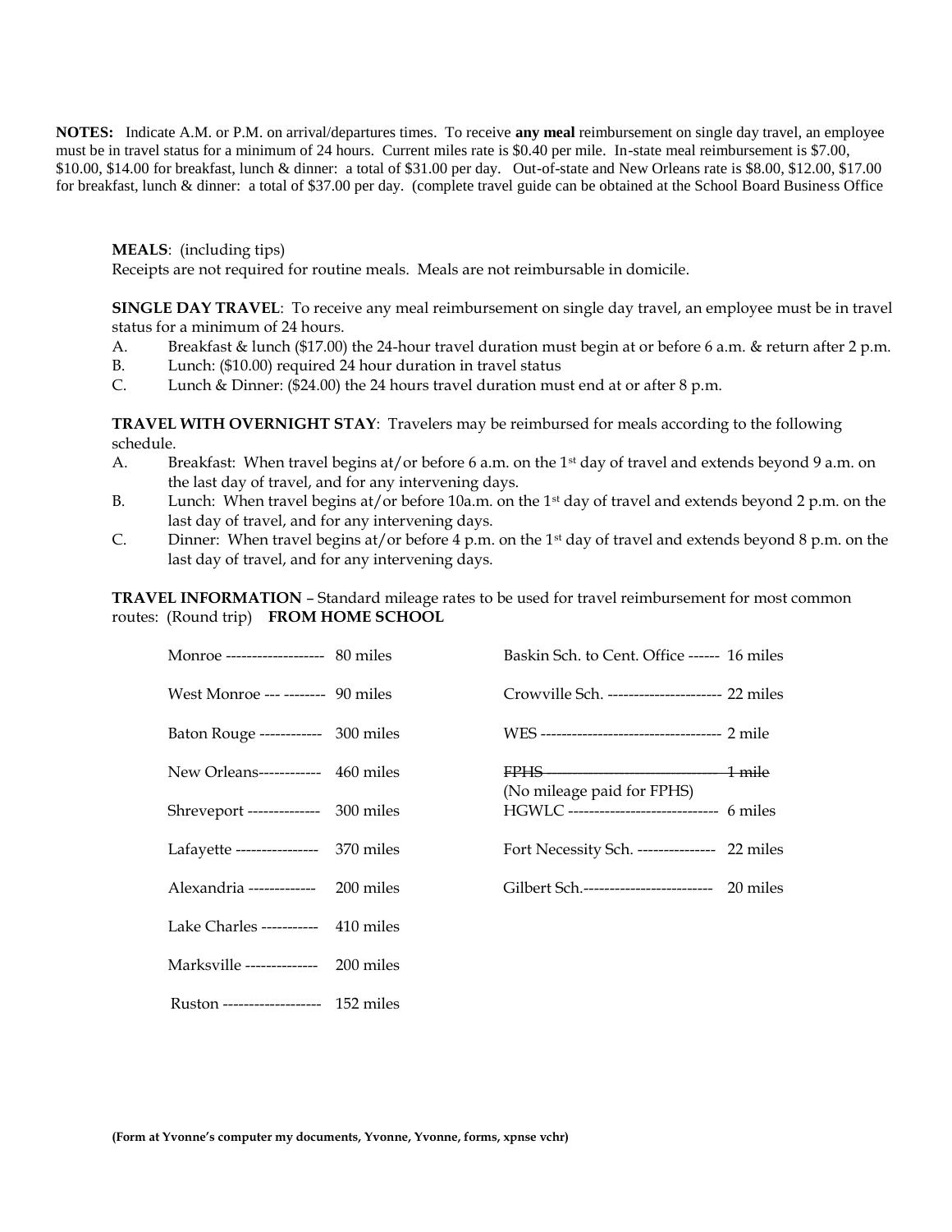**NOTES:** Indicate A.M. or P.M. on arrival/departures times. To receive **any meal** reimbursement on single day travel, an employee must be in travel status for a minimum of 24 hours. Current miles rate is $0.40 per mile. In-state meal reimbursement is $7.00, $10.00, $14.00 for breakfast, lunch & dinner: a total of $31.00 per day. Out-of-state and New Orleans rate is $8.00, $12.00, $17.00 for breakfast, lunch & dinner: a total of $37.00 per day. (complete travel guide can be obtained at the School Board Business Office

**MEALS**: (including tips)
Receipts are not required for routine meals. Meals are not reimbursable in domicile.

**SINGLE DAY TRAVEL**: To receive any meal reimbursement on single day travel, an employee must be in travel status for a minimum of 24 hours.

A. Breakfast & lunch ($17.00) the 24-hour travel duration must begin at or before 6 a.m. & return after 2 p.m.
B. Lunch: ($10.00) required 24 hour duration in travel status
C. Lunch & Dinner: ($24.00) the 24 hours travel duration must end at or after 8 p.m.

**TRAVEL WITH OVERNIGHT STAY**: Travelers may be reimbursed for meals according to the following schedule.

A. Breakfast: When travel begins at/or before 6 a.m. on the 1st day of travel and extends beyond 9 a.m. on the last day of travel, and for any intervening days.
B. Lunch: When travel begins at/or before 10a.m. on the 1st day of travel and extends beyond 2 p.m. on the last day of travel, and for any intervening days.
C. Dinner: When travel begins at/or before 4 p.m. on the 1st day of travel and extends beyond 8 p.m. on the last day of travel, and for any intervening days.

**TRAVEL INFORMATION** – Standard mileage rates to be used for travel reimbursement for most common routes: (Round trip) **FROM HOME SCHOOL**

| | | | |
|---|---|---|---|
| Monroe | 80 miles | Baskin Sch. to Cent. Office | 16 miles |
| West Monroe | 90 miles | Crowville Sch. | 22 miles |
| Baton Rouge | 300 miles | WES | 2 mile |
| New Orleans | 460 miles | ~~FPHS~~ | ~~1 mile~~ |
| | | (No mileage paid for FPHS) | |
| Shreveport | 300 miles | HGWLC | 6 miles |
| Lafayette | 370 miles | Fort Necessity Sch. | 22 miles |
| Alexandria | 200 miles | Gilbert Sch. | 20 miles |
| Lake Charles | 410 miles | | |
| Marksville | 200 miles | | |
| Ruston | 152 miles | | |

**(Form at Yvonne's computer my documents, Yvonne, Yvonne, forms, xpnse vchr)**